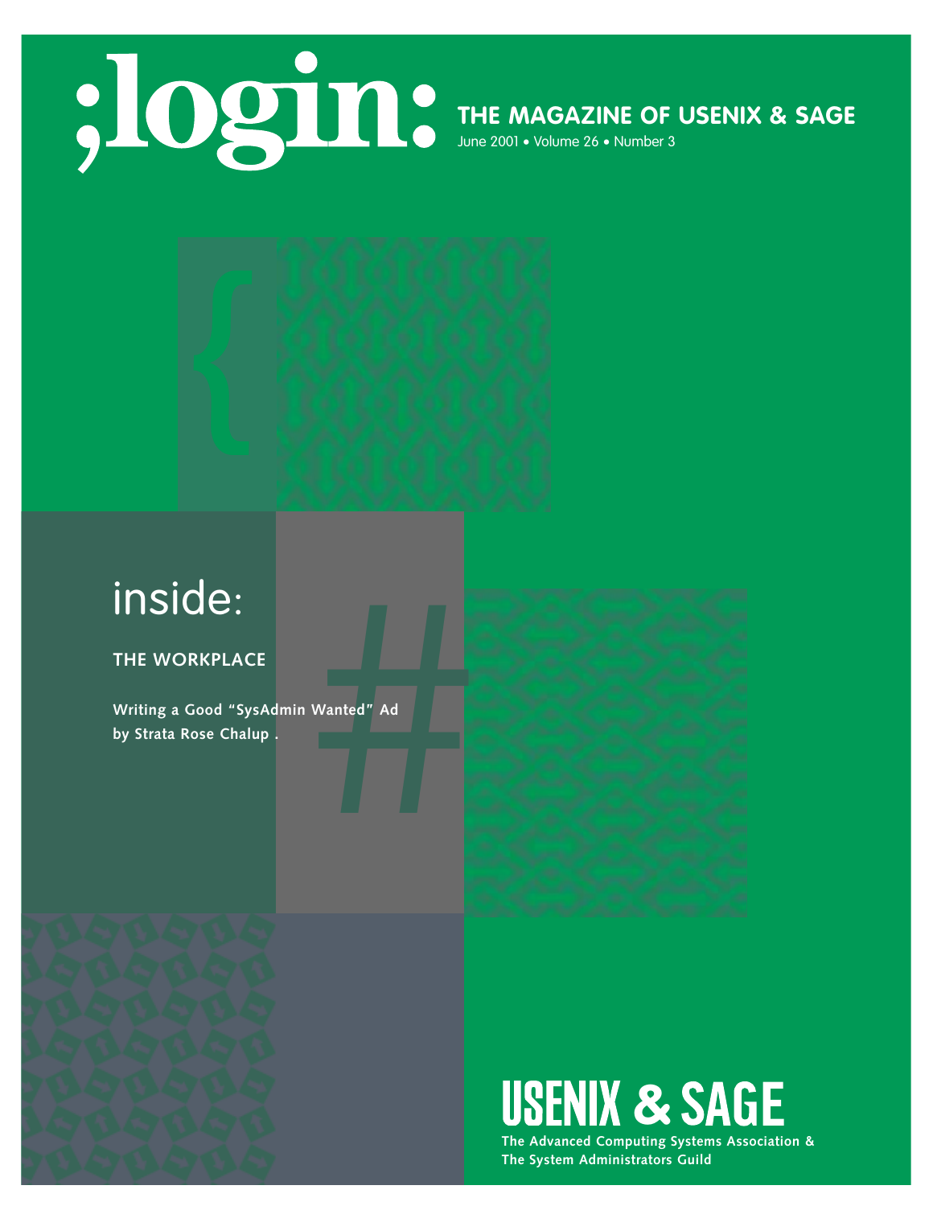# ;login:

**THE MAGAZINE OF USENIX & SAGE**

June 2001 • Volume 26 • Number 3

## inside:

**THE WORKPLACE**

**Writing a Good "SysAdmin Wanted" Ad**
**by Strata Rose Chalup .**

**USENIX & SAGE**

**The Advanced Computing Systems Association &**
**The System Administrators Guild**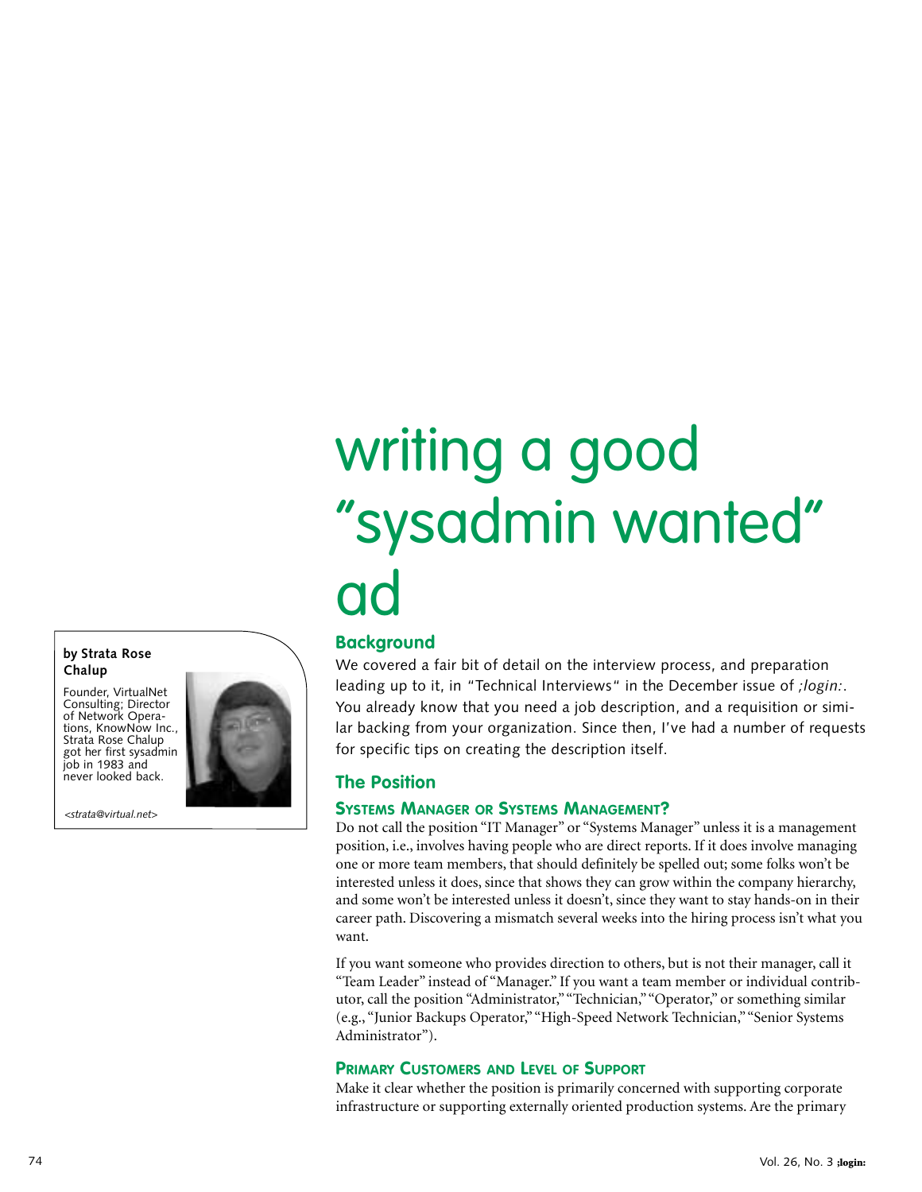# writing a good "sysadmin wanted" ad

**by Strata Rose Chalup**

Founder, VirtualNet Consulting; Director of Network Operations, KnowNow Inc., Strata Rose Chalup got her first sysadmin job in 1983 and never looked back.

<strata@virtual.net>

## Background

We covered a fair bit of detail on the interview process, and preparation leading up to it, in "Technical Interviews" in the December issue of *;login:*. You already know that you need a job description, and a requisition or similar backing from your organization. Since then, I've had a number of requests for specific tips on creating the description itself.

## The Position

### Systems Manager or Systems Management?

Do not call the position "IT Manager" or "Systems Manager" unless it is a management position, i.e., involves having people who are direct reports. If it does involve managing one or more team members, that should definitely be spelled out; some folks won't be interested unless it does, since that shows they can grow within the company hierarchy, and some won't be interested unless it doesn't, since they want to stay hands-on in their career path. Discovering a mismatch several weeks into the hiring process isn't what you want.

If you want someone who provides direction to others, but is not their manager, call it "Team Leader" instead of "Manager." If you want a team member or individual contributor, call the position "Administrator," "Technician," "Operator," or something similar (e.g., "Junior Backups Operator," "High-Speed Network Technician," "Senior Systems Administrator").

### Primary Customers and Level of Support

Make it clear whether the position is primarily concerned with supporting corporate infrastructure or supporting externally oriented production systems. Are the primary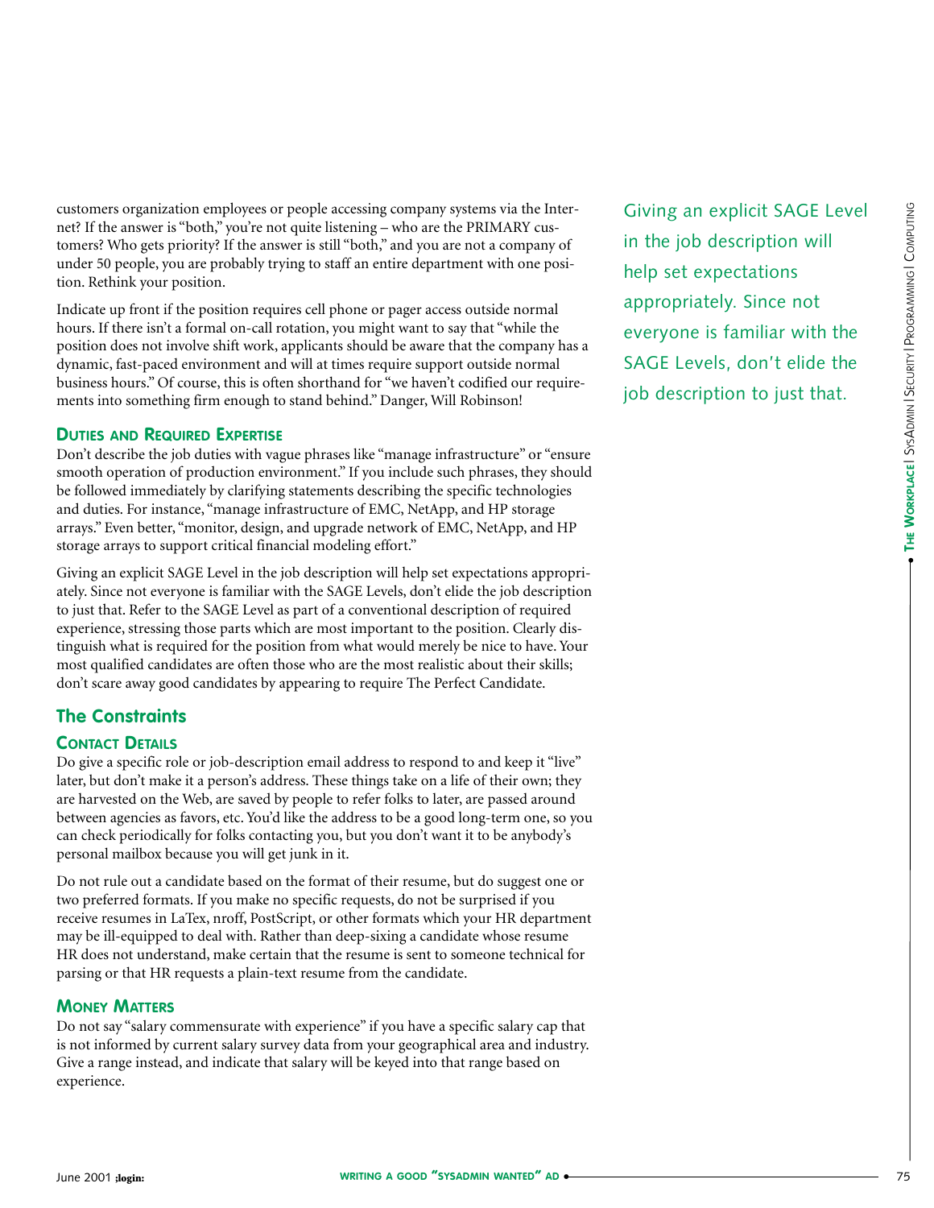customers organization employees or people accessing company systems via the Internet? If the answer is "both," you're not quite listening – who are the PRIMARY customers? Who gets priority? If the answer is still "both," and you are not a company of under 50 people, you are probably trying to staff an entire department with one position. Rethink your position.

Indicate up front if the position requires cell phone or pager access outside normal hours. If there isn't a formal on-call rotation, you might want to say that "while the position does not involve shift work, applicants should be aware that the company has a dynamic, fast-paced environment and will at times require support outside normal business hours." Of course, this is often shorthand for "we haven't codified our requirements into something firm enough to stand behind." Danger, Will Robinson!

### Duties and Required Expertise

Don't describe the job duties with vague phrases like "manage infrastructure" or "ensure smooth operation of production environment." If you include such phrases, they should be followed immediately by clarifying statements describing the specific technologies and duties. For instance, "manage infrastructure of EMC, NetApp, and HP storage arrays." Even better, "monitor, design, and upgrade network of EMC, NetApp, and HP storage arrays to support critical financial modeling effort."

Giving an explicit SAGE Level in the job description will help set expectations appropriately. Since not everyone is familiar with the SAGE Levels, don't elide the job description to just that. Refer to the SAGE Level as part of a conventional description of required experience, stressing those parts which are most important to the position. Clearly distinguish what is required for the position from what would merely be nice to have. Your most qualified candidates are often those who are the most realistic about their skills; don't scare away good candidates by appearing to require The Perfect Candidate.

> Giving an explicit SAGE Level in the job description will help set expectations appropriately. Since not everyone is familiar with the SAGE Levels, don't elide the job description to just that.

## The Constraints

### Contact Details

Do give a specific role or job-description email address to respond to and keep it "live" later, but don't make it a person's address. These things take on a life of their own; they are harvested on the Web, are saved by people to refer folks to later, are passed around between agencies as favors, etc. You'd like the address to be a good long-term one, so you can check periodically for folks contacting you, but you don't want it to be anybody's personal mailbox because you will get junk in it.

Do not rule out a candidate based on the format of their resume, but do suggest one or two preferred formats. If you make no specific requests, do not be surprised if you receive resumes in LaTex, nroff, PostScript, or other formats which your HR department may be ill-equipped to deal with. Rather than deep-sixing a candidate whose resume HR does not understand, make certain that the resume is sent to someone technical for parsing or that HR requests a plain-text resume from the candidate.

### Money Matters

Do not say "salary commensurate with experience" if you have a specific salary cap that is not informed by current salary survey data from your geographical area and industry. Give a range instead, and indicate that salary will be keyed into that range based on experience.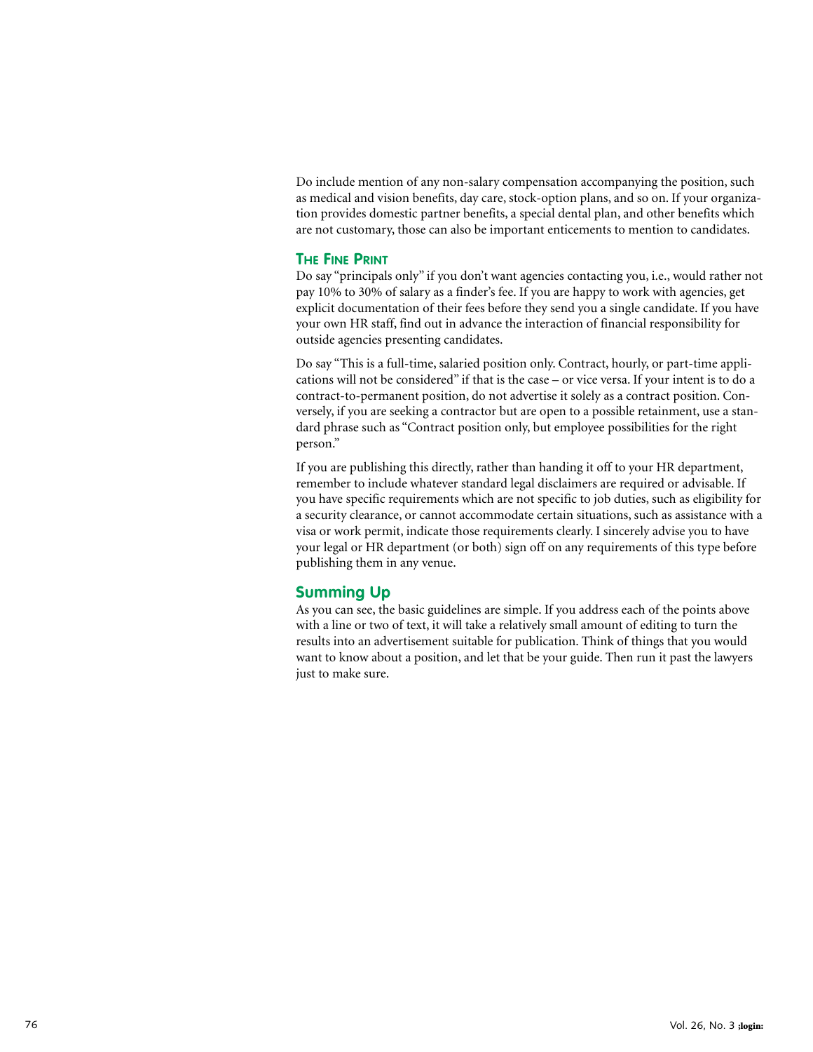Do include mention of any non-salary compensation accompanying the position, such as medical and vision benefits, day care, stock-option plans, and so on. If your organization provides domestic partner benefits, a special dental plan, and other benefits which are not customary, those can also be important enticements to mention to candidates.

### The Fine Print

Do say "principals only" if you don't want agencies contacting you, i.e., would rather not pay 10% to 30% of salary as a finder's fee. If you are happy to work with agencies, get explicit documentation of their fees before they send you a single candidate. If you have your own HR staff, find out in advance the interaction of financial responsibility for outside agencies presenting candidates.

Do say "This is a full-time, salaried position only. Contract, hourly, or part-time applications will not be considered" if that is the case – or vice versa. If your intent is to do a contract-to-permanent position, do not advertise it solely as a contract position. Conversely, if you are seeking a contractor but are open to a possible retainment, use a standard phrase such as "Contract position only, but employee possibilities for the right person."

If you are publishing this directly, rather than handing it off to your HR department, remember to include whatever standard legal disclaimers are required or advisable. If you have specific requirements which are not specific to job duties, such as eligibility for a security clearance, or cannot accommodate certain situations, such as assistance with a visa or work permit, indicate those requirements clearly. I sincerely advise you to have your legal or HR department (or both) sign off on any requirements of this type before publishing them in any venue.

## Summing Up

As you can see, the basic guidelines are simple. If you address each of the points above with a line or two of text, it will take a relatively small amount of editing to turn the results into an advertisement suitable for publication. Think of things that you would want to know about a position, and let that be your guide. Then run it past the lawyers just to make sure.